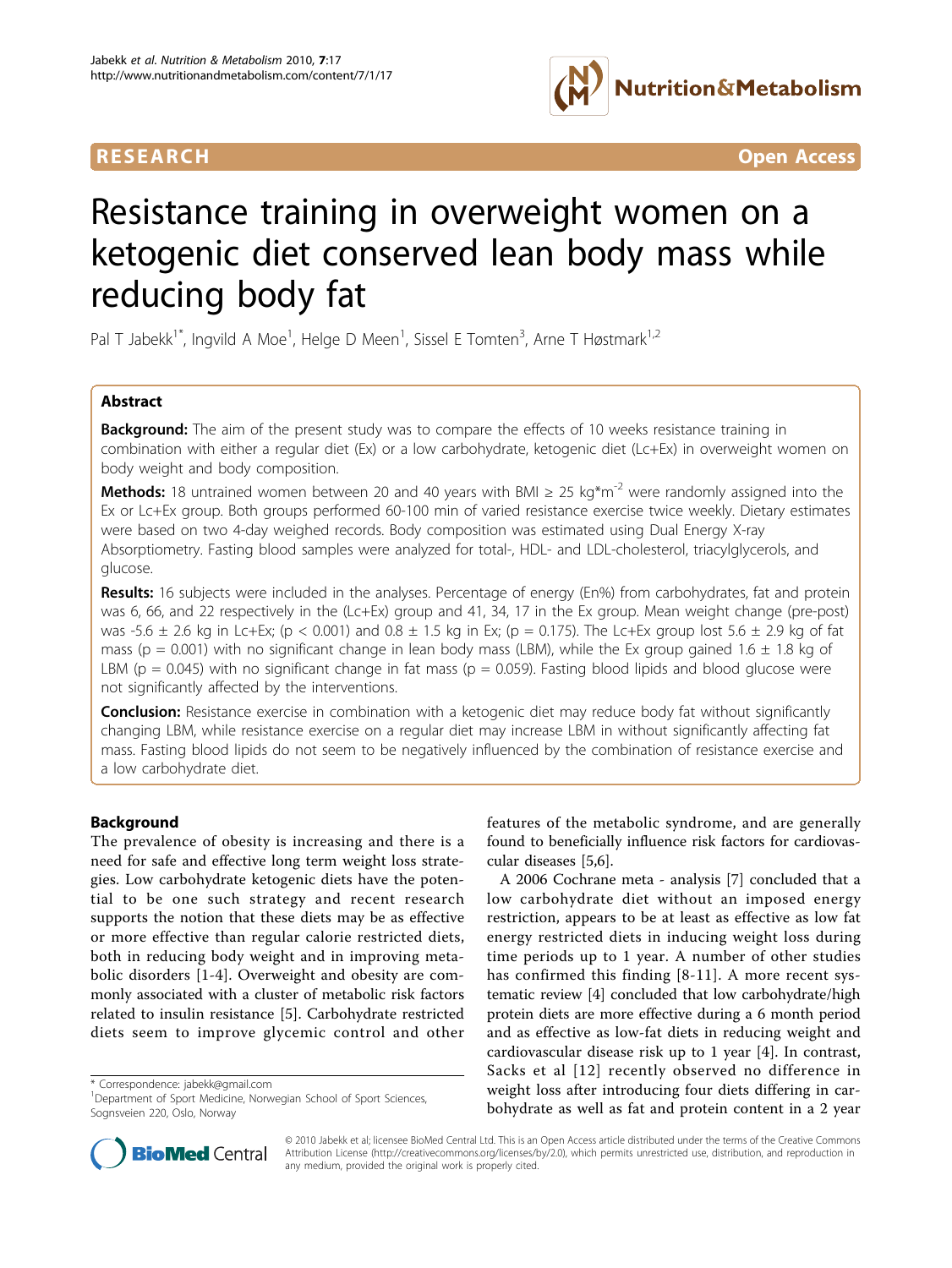**RESEARCH** **Open Access**

# Resistance training in overweight women on a ketogenic diet conserved lean body mass while reducing body fat

Pal T Jabekk[1*], Ingvild A Moe[1], Helge D Meen[1], Sissel E Tomten[3], Arne T Høstmark[1,2]

## Abstract

**Background:** The aim of the present study was to compare the effects of 10 weeks resistance training in combination with either a regular diet (Ex) or a low carbohydrate, ketogenic diet (Lc+Ex) in overweight women on body weight and body composition.

**Methods:** 18 untrained women between 20 and 40 years with BMI ≥ 25 kg*m$^{-2}$ were randomly assigned into the Ex or Lc+Ex group. Both groups performed 60-100 min of varied resistance exercise twice weekly. Dietary estimates were based on two 4-day weighed records. Body composition was estimated using Dual Energy X-ray Absorptiometry. Fasting blood samples were analyzed for total-, HDL- and LDL-cholesterol, triacylglycerols, and glucose.

**Results:** 16 subjects were included in the analyses. Percentage of energy (En%) from carbohydrates, fat and protein was 6, 66, and 22 respectively in the (Lc+Ex) group and 41, 34, 17 in the Ex group. Mean weight change (pre-post) was -5.6 ± 2.6 kg in Lc+Ex; ($p < 0.001$) and 0.8 ± 1.5 kg in Ex; ($p = 0.175$). The Lc+Ex group lost 5.6 ± 2.9 kg of fat mass ($p = 0.001$) with no significant change in lean body mass (LBM), while the Ex group gained 1.6 ± 1.8 kg of LBM ($p = 0.045$) with no significant change in fat mass ($p = 0.059$). Fasting blood lipids and blood glucose were not significantly affected by the interventions.

**Conclusion:** Resistance exercise in combination with a ketogenic diet may reduce body fat without significantly changing LBM, while resistance exercise on a regular diet may increase LBM in without significantly affecting fat mass. Fasting blood lipids do not seem to be negatively influenced by the combination of resistance exercise and a low carbohydrate diet.

## Background

The prevalence of obesity is increasing and there is a need for safe and effective long term weight loss strategies. Low carbohydrate ketogenic diets have the potential to be one such strategy and recent research supports the notion that these diets may be as effective or more effective than regular calorie restricted diets, both in reducing body weight and in improving metabolic disorders [1-4]. Overweight and obesity are commonly associated with a cluster of metabolic risk factors related to insulin resistance [5]. Carbohydrate restricted diets seem to improve glycemic control and other features of the metabolic syndrome, and are generally found to beneficially influence risk factors for cardiovascular diseases [5,6].

A 2006 Cochrane meta - analysis [7] concluded that a low carbohydrate diet without an imposed energy restriction, appears to be at least as effective as low fat energy restricted diets in inducing weight loss during time periods up to 1 year. A number of other studies has confirmed this finding [8-11]. A more recent systematic review [4] concluded that low carbohydrate/high protein diets are more effective during a 6 month period and as effective as low-fat diets in reducing weight and cardiovascular disease risk up to 1 year [4]. In contrast, Sacks et al [12] recently observed no difference in weight loss after introducing four diets differing in carbohydrate as well as fat and protein content in a 2 year

\* Correspondence: jabekk@gmail.com
[1]Department of Sport Medicine, Norwegian School of Sport Sciences, Sognsveien 220, Oslo, Norway

© 2010 Jabekk et al; licensee BioMed Central Ltd. This is an Open Access article distributed under the terms of the Creative Commons Attribution License (http://creativecommons.org/licenses/by/2.0), which permits unrestricted use, distribution, and reproduction in any medium, provided the original work is properly cited.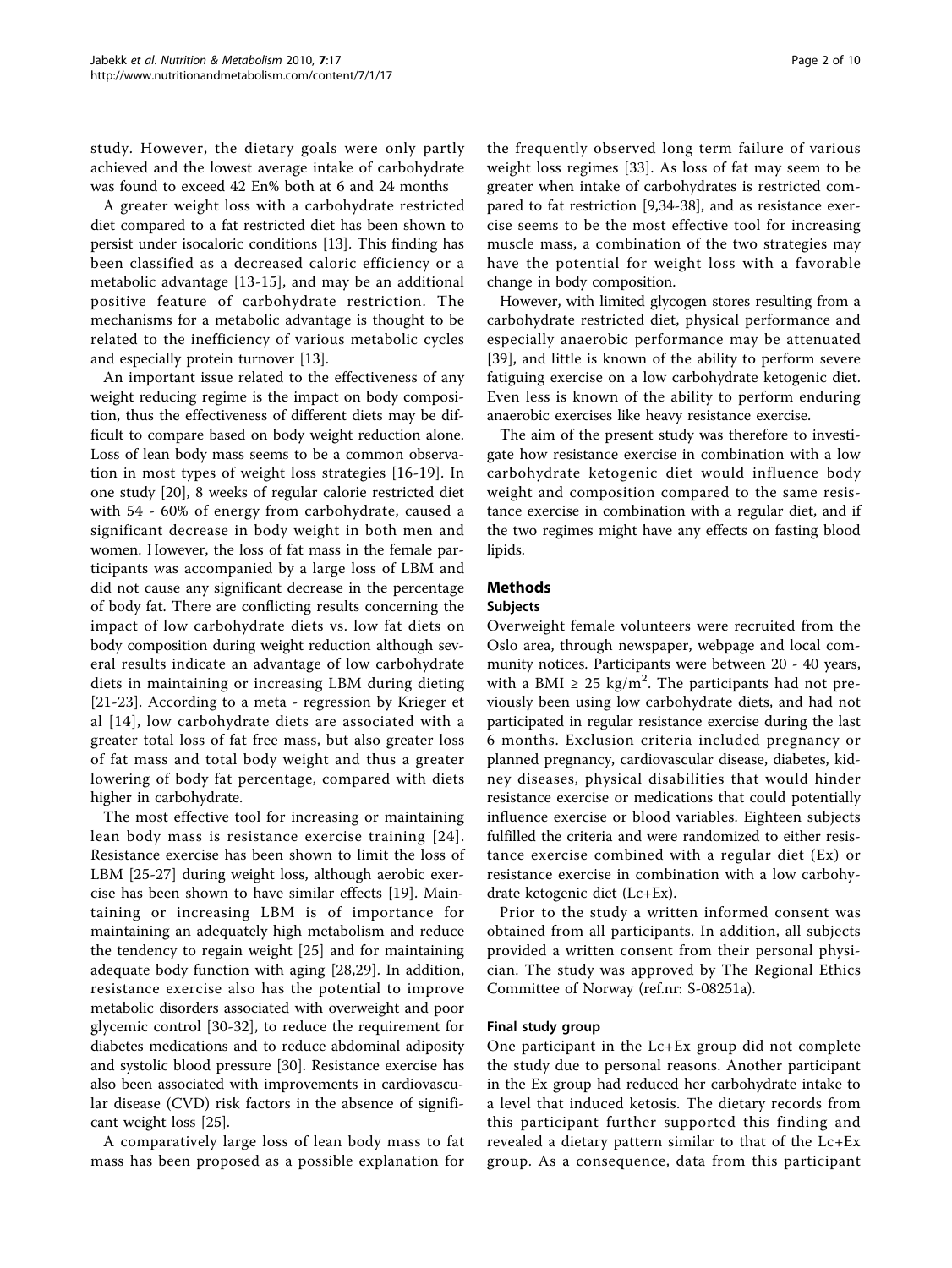study. However, the dietary goals were only partly achieved and the lowest average intake of carbohydrate was found to exceed 42 En% both at 6 and 24 months

A greater weight loss with a carbohydrate restricted diet compared to a fat restricted diet has been shown to persist under isocaloric conditions [13]. This finding has been classified as a decreased caloric efficiency or a metabolic advantage [13-15], and may be an additional positive feature of carbohydrate restriction. The mechanisms for a metabolic advantage is thought to be related to the inefficiency of various metabolic cycles and especially protein turnover [13].

An important issue related to the effectiveness of any weight reducing regime is the impact on body composition, thus the effectiveness of different diets may be difficult to compare based on body weight reduction alone. Loss of lean body mass seems to be a common observation in most types of weight loss strategies [16-19]. In one study [20], 8 weeks of regular calorie restricted diet with 54 - 60% of energy from carbohydrate, caused a significant decrease in body weight in both men and women. However, the loss of fat mass in the female participants was accompanied by a large loss of LBM and did not cause any significant decrease in the percentage of body fat. There are conflicting results concerning the impact of low carbohydrate diets vs. low fat diets on body composition during weight reduction although several results indicate an advantage of low carbohydrate diets in maintaining or increasing LBM during dieting [21-23]. According to a meta - regression by Krieger et al [14], low carbohydrate diets are associated with a greater total loss of fat free mass, but also greater loss of fat mass and total body weight and thus a greater lowering of body fat percentage, compared with diets higher in carbohydrate.

The most effective tool for increasing or maintaining lean body mass is resistance exercise training [24]. Resistance exercise has been shown to limit the loss of LBM [25-27] during weight loss, although aerobic exercise has been shown to have similar effects [19]. Maintaining or increasing LBM is of importance for maintaining an adequately high metabolism and reduce the tendency to regain weight [25] and for maintaining adequate body function with aging [28,29]. In addition, resistance exercise also has the potential to improve metabolic disorders associated with overweight and poor glycemic control [30-32], to reduce the requirement for diabetes medications and to reduce abdominal adiposity and systolic blood pressure [30]. Resistance exercise has also been associated with improvements in cardiovascular disease (CVD) risk factors in the absence of significant weight loss [25].

A comparatively large loss of lean body mass to fat mass has been proposed as a possible explanation for the frequently observed long term failure of various weight loss regimes [33]. As loss of fat may seem to be greater when intake of carbohydrates is restricted compared to fat restriction [9,34-38], and as resistance exercise seems to be the most effective tool for increasing muscle mass, a combination of the two strategies may have the potential for weight loss with a favorable change in body composition.

However, with limited glycogen stores resulting from a carbohydrate restricted diet, physical performance and especially anaerobic performance may be attenuated [39], and little is known of the ability to perform severe fatiguing exercise on a low carbohydrate ketogenic diet. Even less is known of the ability to perform enduring anaerobic exercises like heavy resistance exercise.

The aim of the present study was therefore to investigate how resistance exercise in combination with a low carbohydrate ketogenic diet would influence body weight and composition compared to the same resistance exercise in combination with a regular diet, and if the two regimes might have any effects on fasting blood lipids.

## Methods

### Subjects

Overweight female volunteers were recruited from the Oslo area, through newspaper, webpage and local community notices. Participants were between 20 - 40 years, with a BMI ≥ 25 $kg/m^2$. The participants had not previously been using low carbohydrate diets, and had not participated in regular resistance exercise during the last 6 months. Exclusion criteria included pregnancy or planned pregnancy, cardiovascular disease, diabetes, kidney diseases, physical disabilities that would hinder resistance exercise or medications that could potentially influence exercise or blood variables. Eighteen subjects fulfilled the criteria and were randomized to either resistance exercise combined with a regular diet (Ex) or resistance exercise in combination with a low carbohydrate ketogenic diet (Lc+Ex).

Prior to the study a written informed consent was obtained from all participants. In addition, all subjects provided a written consent from their personal physician. The study was approved by The Regional Ethics Committee of Norway (ref.nr: S-08251a).

#### Final study group

One participant in the Lc+Ex group did not complete the study due to personal reasons. Another participant in the Ex group had reduced her carbohydrate intake to a level that induced ketosis. The dietary records from this participant further supported this finding and revealed a dietary pattern similar to that of the Lc+Ex group. As a consequence, data from this participant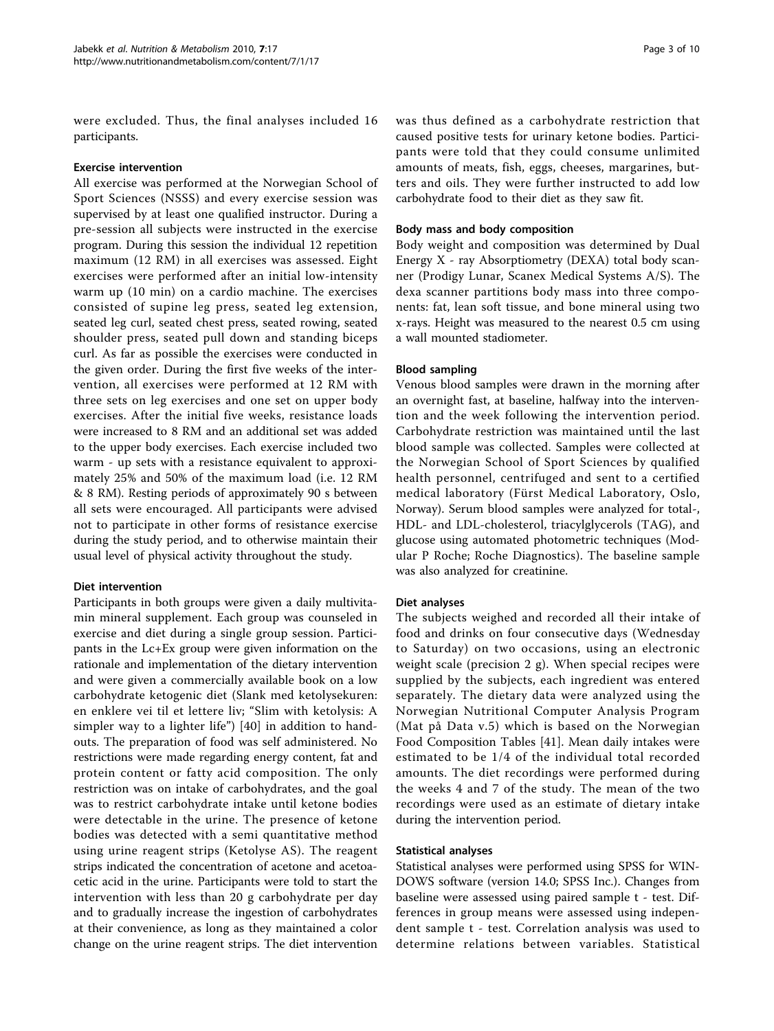were excluded. Thus, the final analyses included 16 participants.

### Exercise intervention

All exercise was performed at the Norwegian School of Sport Sciences (NSSS) and every exercise session was supervised by at least one qualified instructor. During a pre-session all subjects were instructed in the exercise program. During this session the individual 12 repetition maximum (12 RM) in all exercises was assessed. Eight exercises were performed after an initial low-intensity warm up (10 min) on a cardio machine. The exercises consisted of supine leg press, seated leg extension, seated leg curl, seated chest press, seated rowing, seated shoulder press, seated pull down and standing biceps curl. As far as possible the exercises were conducted in the given order. During the first five weeks of the intervention, all exercises were performed at 12 RM with three sets on leg exercises and one set on upper body exercises. After the initial five weeks, resistance loads were increased to 8 RM and an additional set was added to the upper body exercises. Each exercise included two warm - up sets with a resistance equivalent to approximately 25% and 50% of the maximum load (i.e. 12 RM & 8 RM). Resting periods of approximately 90 s between all sets were encouraged. All participants were advised not to participate in other forms of resistance exercise during the study period, and to otherwise maintain their usual level of physical activity throughout the study.

### Diet intervention

Participants in both groups were given a daily multivitamin mineral supplement. Each group was counseled in exercise and diet during a single group session. Participants in the Lc+Ex group were given information on the rationale and implementation of the dietary intervention and were given a commercially available book on a low carbohydrate ketogenic diet (Slank med ketolysekuren: en enklere vei til et lettere liv; "Slim with ketolysis: A simpler way to a lighter life") [40] in addition to handouts. The preparation of food was self administered. No restrictions were made regarding energy content, fat and protein content or fatty acid composition. The only restriction was on intake of carbohydrates, and the goal was to restrict carbohydrate intake until ketone bodies were detectable in the urine. The presence of ketone bodies was detected with a semi quantitative method using urine reagent strips (Ketolyse AS). The reagent strips indicated the concentration of acetone and acetoacetic acid in the urine. Participants were told to start the intervention with less than 20 g carbohydrate per day and to gradually increase the ingestion of carbohydrates at their convenience, as long as they maintained a color change on the urine reagent strips. The diet intervention was thus defined as a carbohydrate restriction that caused positive tests for urinary ketone bodies. Participants were told that they could consume unlimited amounts of meats, fish, eggs, cheeses, margarines, butters and oils. They were further instructed to add low carbohydrate food to their diet as they saw fit.

### Body mass and body composition

Body weight and composition was determined by Dual Energy X - ray Absorptiometry (DEXA) total body scanner (Prodigy Lunar, Scanex Medical Systems A/S). The dexa scanner partitions body mass into three components: fat, lean soft tissue, and bone mineral using two x-rays. Height was measured to the nearest 0.5 cm using a wall mounted stadiometer.

### Blood sampling

Venous blood samples were drawn in the morning after an overnight fast, at baseline, halfway into the intervention and the week following the intervention period. Carbohydrate restriction was maintained until the last blood sample was collected. Samples were collected at the Norwegian School of Sport Sciences by qualified health personnel, centrifuged and sent to a certified medical laboratory (Fürst Medical Laboratory, Oslo, Norway). Serum blood samples were analyzed for total-, HDL- and LDL-cholesterol, triacylglycerols (TAG), and glucose using automated photometric techniques (Modular P Roche; Roche Diagnostics). The baseline sample was also analyzed for creatinine.

### Diet analyses

The subjects weighed and recorded all their intake of food and drinks on four consecutive days (Wednesday to Saturday) on two occasions, using an electronic weight scale (precision 2 g). When special recipes were supplied by the subjects, each ingredient was entered separately. The dietary data were analyzed using the Norwegian Nutritional Computer Analysis Program (Mat på Data v.5) which is based on the Norwegian Food Composition Tables [41]. Mean daily intakes were estimated to be 1/4 of the individual total recorded amounts. The diet recordings were performed during the weeks 4 and 7 of the study. The mean of the two recordings were used as an estimate of dietary intake during the intervention period.

### Statistical analyses

Statistical analyses were performed using SPSS for WINDOWS software (version 14.0; SPSS Inc.). Changes from baseline were assessed using paired sample t - test. Differences in group means were assessed using independent sample t - test. Correlation analysis was used to determine relations between variables. Statistical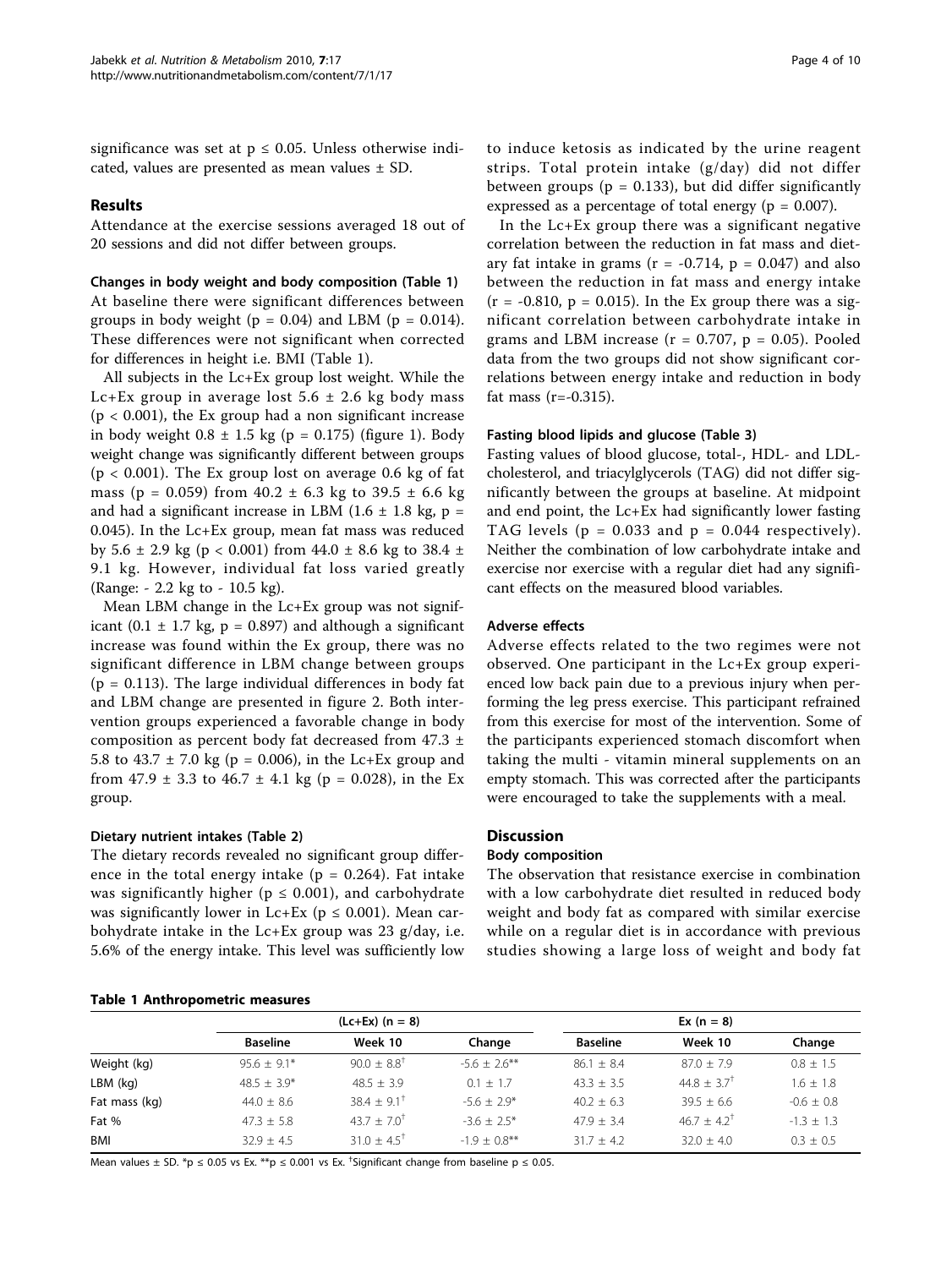significance was set at $p \leq 0.05$. Unless otherwise indicated, values are presented as mean values ± SD.

## Results

Attendance at the exercise sessions averaged 18 out of 20 sessions and did not differ between groups.

### Changes in body weight and body composition (Table 1)

At baseline there were significant differences between groups in body weight ($p = 0.04$) and LBM ($p = 0.014$). These differences were not significant when corrected for differences in height i.e. BMI (Table 1).

All subjects in the Lc+Ex group lost weight. While the Lc+Ex group in average lost 5.6 ± 2.6 kg body mass ($p < 0.001$), the Ex group had a non significant increase in body weight 0.8 ± 1.5 kg ($p = 0.175$) (figure 1). Body weight change was significantly different between groups ($p < 0.001$). The Ex group lost on average 0.6 kg of fat mass ($p = 0.059$) from 40.2 ± 6.3 kg to 39.5 ± 6.6 kg and had a significant increase in LBM (1.6 ± 1.8 kg, $p = 0.045$). In the Lc+Ex group, mean fat mass was reduced by 5.6 ± 2.9 kg ($p < 0.001$) from 44.0 ± 8.6 kg to 38.4 ± 9.1 kg. However, individual fat loss varied greatly (Range: - 2.2 kg to - 10.5 kg).

Mean LBM change in the Lc+Ex group was not significant (0.1 ± 1.7 kg, $p = 0.897$) and although a significant increase was found within the Ex group, there was no significant difference in LBM change between groups ($p = 0.113$). The large individual differences in body fat and LBM change are presented in figure 2. Both intervention groups experienced a favorable change in body composition as percent body fat decreased from 47.3 ± 5.8 to 43.7 ± 7.0 kg ($p = 0.006$), in the Lc+Ex group and from 47.9 ± 3.3 to 46.7 ± 4.1 kg ($p = 0.028$), in the Ex group.

### Dietary nutrient intakes (Table 2)

The dietary records revealed no significant group difference in the total energy intake ($p = 0.264$). Fat intake was significantly higher ($p \leq 0.001$), and carbohydrate was significantly lower in Lc+Ex ($p \leq 0.001$). Mean carbohydrate intake in the Lc+Ex group was 23 g/day, i.e. 5.6% of the energy intake. This level was sufficiently low to induce ketosis as indicated by the urine reagent strips. Total protein intake (g/day) did not differ between groups ($p = 0.133$), but did differ significantly expressed as a percentage of total energy ($p = 0.007$).

In the Lc+Ex group there was a significant negative correlation between the reduction in fat mass and dietary fat intake in grams ($r = -0.714$, $p = 0.047$) and also between the reduction in fat mass and energy intake ($r = -0.810$, $p = 0.015$). In the Ex group there was a significant correlation between carbohydrate intake in grams and LBM increase ($r = 0.707$, $p = 0.05$). Pooled data from the two groups did not show significant correlations between energy intake and reduction in body fat mass ($r = -0.315$).

### Fasting blood lipids and glucose (Table 3)

Fasting values of blood glucose, total-, HDL- and LDL-cholesterol, and triacylglycerols (TAG) did not differ significantly between the groups at baseline. At midpoint and end point, the Lc+Ex had significantly lower fasting TAG levels ($p = 0.033$ and $p = 0.044$ respectively). Neither the combination of low carbohydrate intake and exercise nor exercise with a regular diet had any significant effects on the measured blood variables.

### Adverse effects

Adverse effects related to the two regimes were not observed. One participant in the Lc+Ex group experienced low back pain due to a previous injury when performing the leg press exercise. This participant refrained from this exercise for most of the intervention. Some of the participants experienced stomach discomfort when taking the multi - vitamin mineral supplements on an empty stomach. This was corrected after the participants were encouraged to take the supplements with a meal.

## Discussion

### Body composition

The observation that resistance exercise in combination with a low carbohydrate diet resulted in reduced body weight and body fat as compared with similar exercise while on a regular diet is in accordance with previous studies showing a large loss of weight and body fat

**Table 1 Anthropometric measures**

| | (Lc+Ex) (n = 8) | | | Ex (n = 8) | | |
|---|---|---|---|---|---|---|
| | Baseline | Week 10 | Change | Baseline | Week 10 | Change |
| Weight (kg) | 95.6 ± 9.1* | 90.0 ± 8.8† | -5.6 ± 2.6** | 86.1 ± 8.4 | 87.0 ± 7.9 | 0.8 ± 1.5 |
| LBM (kg) | 48.5 ± 3.9* | 48.5 ± 3.9 | 0.1 ± 1.7 | 43.3 ± 3.5 | 44.8 ± 3.7† | 1.6 ± 1.8 |
| Fat mass (kg) | 44.0 ± 8.6 | 38.4 ± 9.1† | -5.6 ± 2.9* | 40.2 ± 6.3 | 39.5 ± 6.6 | -0.6 ± 0.8 |
| Fat % | 47.3 ± 5.8 | 43.7 ± 7.0† | -3.6 ± 2.5* | 47.9 ± 3.4 | 46.7 ± 4.2† | -1.3 ± 1.3 |
| BMI | 32.9 ± 4.5 | 31.0 ± 4.5† | -1.9 ± 0.8** | 31.7 ± 4.2 | 32.0 ± 4.0 | 0.3 ± 0.5 |

Mean values ± SD. *$p \leq 0.05$ vs Ex. **$p \leq 0.001$ vs Ex. †Significant change from baseline $p \leq 0.05$.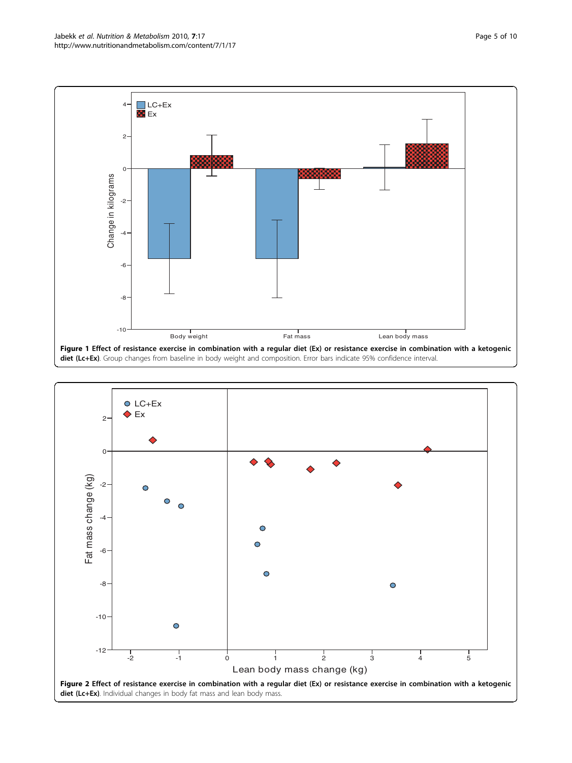**Figure 1 Effect of resistance exercise in combination with a regular diet (Ex) or resistance exercise in combination with a ketogenic diet (LC+Ex)**. Group changes from baseline in body weight and composition. Error bars indicate 95% confidence interval.

**Figure 2 Effect of resistance exercise in combination with a regular diet (Ex) or resistance exercise in combination with a ketogenic diet (Lc+Ex)**. Individual changes in body fat mass and lean body mass.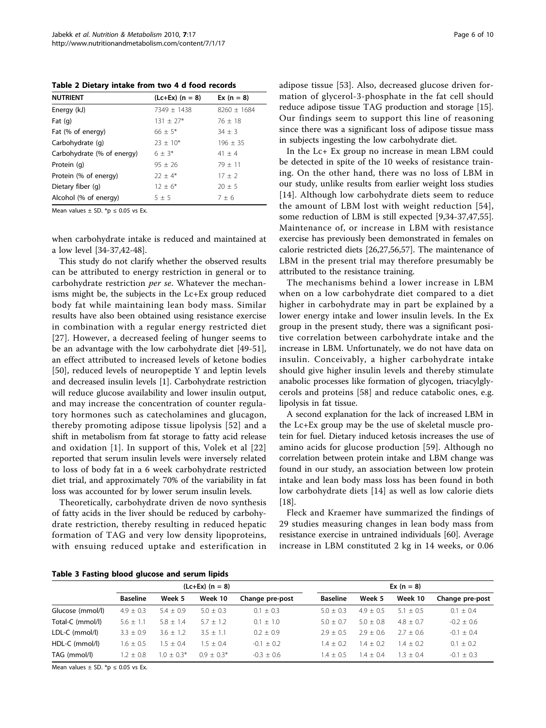**Table 2 Dietary intake from two 4 d food records**

| NUTRIENT | (Lc+Ex) (n = 8) | Ex (n = 8) |
|---|---|---|
| Energy (kJ) | 7349 ± 1438 | 8260 ± 1684 |
| Fat (g) | 131 ± 27* | 76 ± 18 |
| Fat (% of energy) | 66 ± 5* | 34 ± 3 |
| Carbohydrate (g) | 23 ± 10* | 196 ± 35 |
| Carbohydrate (% of energy) | 6 ± 3* | 41 ± 4 |
| Protein (g) | 95 ± 26 | 79 ± 11 |
| Protein (% of energy) | 22 ± 4* | 17 ± 2 |
| Dietary fiber (g) | 12 ± 6* | 20 ± 5 |
| Alcohol (% of energy) | 5 ± 5 | 7 ± 6 |

Mean values ± SD. *p ≤ 0.05 vs Ex.

when carbohydrate intake is reduced and maintained at a low level [34-37,42-48].

This study do not clarify whether the observed results can be attributed to energy restriction in general or to carbohydrate restriction *per se*. Whatever the mechanisms might be, the subjects in the Lc+Ex group reduced body fat while maintaining lean body mass. Similar results have also been obtained using resistance exercise in combination with a regular energy restricted diet [27]. However, a decreased feeling of hunger seems to be an advantage with the low carbohydrate diet [49-51], an effect attributed to increased levels of ketone bodies [50], reduced levels of neuropeptide Y and leptin levels and decreased insulin levels [1]. Carbohydrate restriction will reduce glucose availability and lower insulin output, and may increase the concentration of counter regulatory hormones such as catecholamines and glucagon, thereby promoting adipose tissue lipolysis [52] and a shift in metabolism from fat storage to fatty acid release and oxidation [1]. In support of this, Volek et al [22] reported that serum insulin levels were inversely related to loss of body fat in a 6 week carbohydrate restricted diet trial, and approximately 70% of the variability in fat loss was accounted for by lower serum insulin levels.

Theoretically, carbohydrate driven de novo synthesis of fatty acids in the liver should be reduced by carbohydrate restriction, thereby resulting in reduced hepatic formation of TAG and very low density lipoproteins, with ensuing reduced uptake and esterification in adipose tissue [53]. Also, decreased glucose driven formation of glycerol-3-phosphate in the fat cell should reduce adipose tissue TAG production and storage [15]. Our findings seem to support this line of reasoning since there was a significant loss of adipose tissue mass in subjects ingesting the low carbohydrate diet.

In the Lc+ Ex group no increase in mean LBM could be detected in spite of the 10 weeks of resistance training. On the other hand, there was no loss of LBM in our study, unlike results from earlier weight loss studies [14]. Although low carbohydrate diets seem to reduce the amount of LBM lost with weight reduction [54], some reduction of LBM is still expected [9,34-37,47,55]. Maintenance of, or increase in LBM with resistance exercise has previously been demonstrated in females on calorie restricted diets [26,27,56,57]. The maintenance of LBM in the present trial may therefore presumably be attributed to the resistance training.

The mechanisms behind a lower increase in LBM when on a low carbohydrate diet compared to a diet higher in carbohydrate may in part be explained by a lower energy intake and lower insulin levels. In the Ex group in the present study, there was a significant positive correlation between carbohydrate intake and the increase in LBM. Unfortunately, we do not have data on insulin. Conceivably, a higher carbohydrate intake should give higher insulin levels and thereby stimulate anabolic processes like formation of glycogen, triacylglycerols and proteins [58] and reduce catabolic ones, e.g. lipolysis in fat tissue.

A second explanation for the lack of increased LBM in the Lc+Ex group may be the use of skeletal muscle protein for fuel. Dietary induced ketosis increases the use of amino acids for glucose production [59]. Although no correlation between protein intake and LBM change was found in our study, an association between low protein intake and lean body mass loss has been found in both low carbohydrate diets [14] as well as low calorie diets [18].

Fleck and Kraemer have summarized the findings of 29 studies measuring changes in lean body mass from resistance exercise in untrained individuals [60]. Average increase in LBM constituted 2 kg in 14 weeks, or 0.06

**Table 3 Fasting blood glucose and serum lipids**

| | (Lc+Ex) (n = 8) | | | | Ex (n = 8) | | | |
|---|---|---|---|---|---|---|---|---|
| | Baseline | Week 5 | Week 10 | Change pre-post | Baseline | Week 5 | Week 10 | Change pre-post |
| Glucose (mmol/l) | 4.9 ± 0.3 | 5.4 ± 0.9 | 5.0 ± 0.3 | 0.1 ± 0.3 | 5.0 ± 0.3 | 4.9 ± 0.5 | 5.1 ± 0.5 | 0.1 ± 0.4 |
| Total-C (mmol/l) | 5.6 ± 1.1 | 5.8 ± 1.4 | 5.7 ± 1.2 | 0.1 ± 1.0 | 5.0 ± 0.7 | 5.0 ± 0.8 | 4.8 ± 0.7 | -0.2 ± 0.6 |
| LDL-C (mmol/l) | 3.3 ± 0.9 | 3.6 ± 1.2 | 3.5 ± 1.1 | 0.2 ± 0.9 | 2.9 ± 0.5 | 2.9 ± 0.6 | 2.7 ± 0.6 | -0.1 ± 0.4 |
| HDL-C (mmol/l) | 1.6 ± 0.5 | 1.5 ± 0.4 | 1.5 ± 0.4 | -0.1 ± 0.2 | 1.4 ± 0.2 | 1.4 ± 0.2 | 1.4 ± 0.2 | 0.1 ± 0.2 |
| TAG (mmol/l) | 1.2 ± 0.8 | 1.0 ± 0.3* | 0.9 ± 0.3* | -0.3 ± 0.6 | 1.4 ± 0.5 | 1.4 ± 0.4 | 1.3 ± 0.4 | -0.1 ± 0.3 |

Mean values ± SD. *p ≤ 0.05 vs Ex.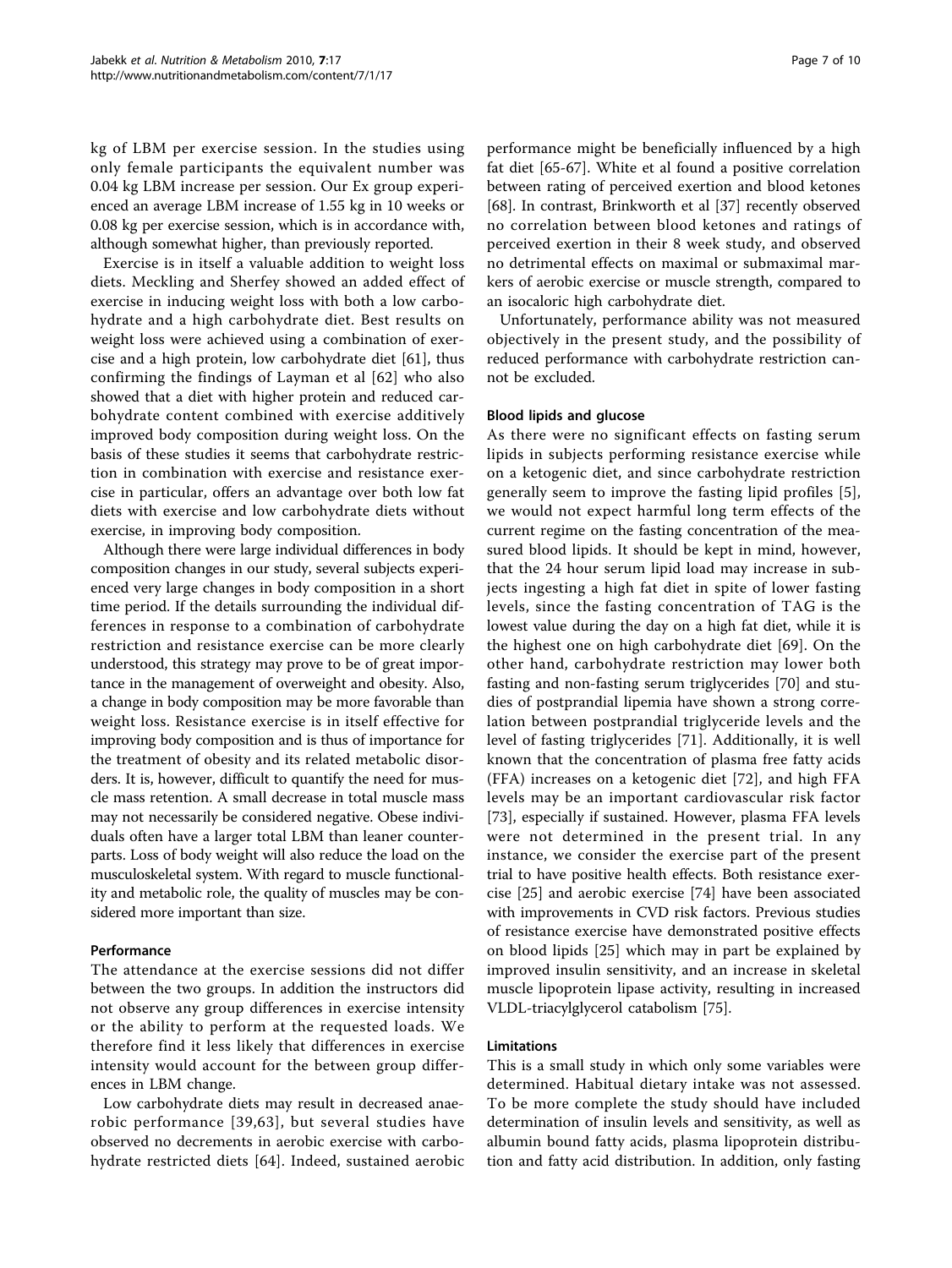kg of LBM per exercise session. In the studies using only female participants the equivalent number was 0.04 kg LBM increase per session. Our Ex group experienced an average LBM increase of 1.55 kg in 10 weeks or 0.08 kg per exercise session, which is in accordance with, although somewhat higher, than previously reported.

Exercise is in itself a valuable addition to weight loss diets. Meckling and Sherfey showed an added effect of exercise in inducing weight loss with both a low carbohydrate and a high carbohydrate diet. Best results on weight loss were achieved using a combination of exercise and a high protein, low carbohydrate diet [61], thus confirming the findings of Layman et al [62] who also showed that a diet with higher protein and reduced carbohydrate content combined with exercise additively improved body composition during weight loss. On the basis of these studies it seems that carbohydrate restriction in combination with exercise and resistance exercise in particular, offers an advantage over both low fat diets with exercise and low carbohydrate diets without exercise, in improving body composition.

Although there were large individual differences in body composition changes in our study, several subjects experienced very large changes in body composition in a short time period. If the details surrounding the individual differences in response to a combination of carbohydrate restriction and resistance exercise can be more clearly understood, this strategy may prove to be of great importance in the management of overweight and obesity. Also, a change in body composition may be more favorable than weight loss. Resistance exercise is in itself effective for improving body composition and is thus of importance for the treatment of obesity and its related metabolic disorders. It is, however, difficult to quantify the need for muscle mass retention. A small decrease in total muscle mass may not necessarily be considered negative. Obese individuals often have a larger total LBM than leaner counterparts. Loss of body weight will also reduce the load on the musculoskeletal system. With regard to muscle functionality and metabolic role, the quality of muscles may be considered more important than size.

#### Performance

The attendance at the exercise sessions did not differ between the two groups. In addition the instructors did not observe any group differences in exercise intensity or the ability to perform at the requested loads. We therefore find it less likely that differences in exercise intensity would account for the between group differences in LBM change.

Low carbohydrate diets may result in decreased anaerobic performance [39,63], but several studies have observed no decrements in aerobic exercise with carbohydrate restricted diets [64]. Indeed, sustained aerobic performance might be beneficially influenced by a high fat diet [65-67]. White et al found a positive correlation between rating of perceived exertion and blood ketones [68]. In contrast, Brinkworth et al [37] recently observed no correlation between blood ketones and ratings of perceived exertion in their 8 week study, and observed no detrimental effects on maximal or submaximal markers of aerobic exercise or muscle strength, compared to an isocaloric high carbohydrate diet.

Unfortunately, performance ability was not measured objectively in the present study, and the possibility of reduced performance with carbohydrate restriction cannot be excluded.

#### Blood lipids and glucose

As there were no significant effects on fasting serum lipids in subjects performing resistance exercise while on a ketogenic diet, and since carbohydrate restriction generally seem to improve the fasting lipid profiles [5], we would not expect harmful long term effects of the current regime on the fasting concentration of the measured blood lipids. It should be kept in mind, however, that the 24 hour serum lipid load may increase in subjects ingesting a high fat diet in spite of lower fasting levels, since the fasting concentration of TAG is the lowest value during the day on a high fat diet, while it is the highest one on high carbohydrate diet [69]. On the other hand, carbohydrate restriction may lower both fasting and non-fasting serum triglycerides [70] and studies of postprandial lipemia have shown a strong correlation between postprandial triglyceride levels and the level of fasting triglycerides [71]. Additionally, it is well known that the concentration of plasma free fatty acids (FFA) increases on a ketogenic diet [72], and high FFA levels may be an important cardiovascular risk factor [73], especially if sustained. However, plasma FFA levels were not determined in the present trial. In any instance, we consider the exercise part of the present trial to have positive health effects. Both resistance exercise [25] and aerobic exercise [74] have been associated with improvements in CVD risk factors. Previous studies of resistance exercise have demonstrated positive effects on blood lipids [25] which may in part be explained by improved insulin sensitivity, and an increase in skeletal muscle lipoprotein lipase activity, resulting in increased VLDL-triacylglycerol catabolism [75].

#### Limitations

This is a small study in which only some variables were determined. Habitual dietary intake was not assessed. To be more complete the study should have included determination of insulin levels and sensitivity, as well as albumin bound fatty acids, plasma lipoprotein distribution and fatty acid distribution. In addition, only fasting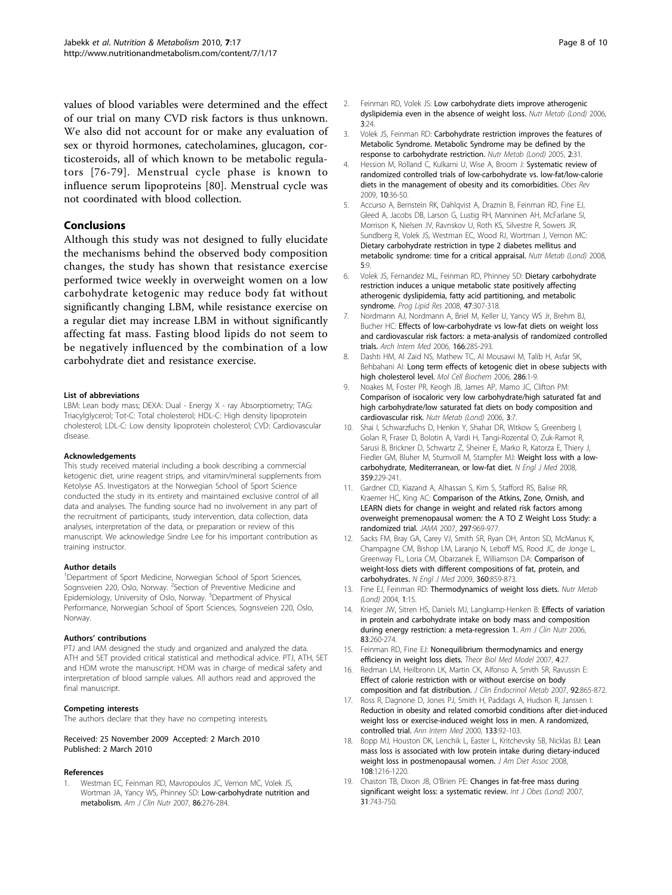values of blood variables were determined and the effect of our trial on many CVD risk factors is thus unknown. We also did not account for or make any evaluation of sex or thyroid hormones, catecholamines, glucagon, corticosteroids, all of which known to be metabolic regulators [76-79]. Menstrual cycle phase is known to influence serum lipoproteins [80]. Menstrual cycle was not coordinated with blood collection.

## Conclusions

Although this study was not designed to fully elucidate the mechanisms behind the observed body composition changes, the study has shown that resistance exercise performed twice weekly in overweight women on a low carbohydrate ketogenic may reduce body fat without significantly changing LBM, while resistance exercise on a regular diet may increase LBM in without significantly affecting fat mass. Fasting blood lipids do not seem to be negatively influenced by the combination of a low carbohydrate diet and resistance exercise.

#### List of abbreviations

LBM: Lean body mass; DEXA: Dual - Energy X - ray Absorptiometry; TAG: Triacylglycerol; Tot-C: Total cholesterol; HDL-C: High density lipoprotein cholesterol; LDL-C: Low density lipoprotein cholesterol; CVD: Cardiovascular disease.

#### Acknowledgements

This study received material including a book describing a commercial ketogenic diet, urine reagent strips, and vitamin/mineral supplements from Ketolyse AS. Investigators at the Norwegian School of Sport Science conducted the study in its entirety and maintained exclusive control of all data and analyses. The funding source had no involvement in any part of the recruitment of participants, study intervention, data collection, data analyses, interpretation of the data, or preparation or review of this manuscript. We acknowledge Sindre Lee for his important contribution as training instructor.

#### Author details

[1]Department of Sport Medicine, Norwegian School of Sport Sciences, Sognsveien 220, Oslo, Norway. [2]Section of Preventive Medicine and Epidemiology, University of Oslo, Norway. [3]Department of Physical Performance, Norwegian School of Sport Sciences, Sognsveien 220, Oslo, Norway.

#### Authors' contributions

PTJ and IAM designed the study and organized and analyzed the data. ATH and SET provided critical statistical and methodical advice. PTJ, ATH, SET and HDM wrote the manuscript. HDM was in charge of medical safety and interpretation of blood sample values. All authors read and approved the final manuscript.

#### Competing interests

The authors declare that they have no competing interests.

Received: 25 November 2009 Accepted: 2 March 2010
Published: 2 March 2010

#### References

1. Westman EC, Feinman RD, Mavropoulos JC, Vernon MC, Volek JS, Wortman JA, Yancy WS, Phinney SD: **Low-carbohydrate nutrition and metabolism.** *Am J Clin Nutr* 2007, **86**:276-284.
2. Feinman RD, Volek JS: **Low carbohydrate diets improve atherogenic dyslipidemia even in the absence of weight loss.** *Nutr Metab (Lond)* 2006, **3**:24.
3. Volek JS, Feinman RD: **Carbohydrate restriction improves the features of Metabolic Syndrome. Metabolic Syndrome may be defined by the response to carbohydrate restriction.** *Nutr Metab (Lond)* 2005, **2**:31.
4. Hession M, Rolland C, Kulkarni U, Wise A, Broom J: **Systematic review of randomized controlled trials of low-carbohydrate vs. low-fat/low-calorie diets in the management of obesity and its comorbidities.** *Obes Rev* 2009, **10**:36-50.
5. Accurso A, Bernstein RK, Dahlqvist A, Draznin B, Feinman RD, Fine EJ, Gleed A, Jacobs DB, Larson G, Lustig RH, Manninen AH, McFarlane SI, Morrison K, Nielsen JV, Ravnskov U, Roth KS, Silvestre R, Sowers JR, Sundberg R, Volek JS, Westman EC, Wood RJ, Wortman J, Vernon MC: **Dietary carbohydrate restriction in type 2 diabetes mellitus and metabolic syndrome: time for a critical appraisal.** *Nutr Metab (Lond)* 2008, **5**:9.
6. Volek JS, Fernandez ML, Feinman RD, Phinney SD: **Dietary carbohydrate restriction induces a unique metabolic state positively affecting atherogenic dyslipidemia, fatty acid partitioning, and metabolic syndrome.** *Prog Lipid Res* 2008, **47**:307-318.
7. Nordmann AJ, Nordmann A, Briel M, Keller U, Yancy WS Jr, Brehm BJ, Bucher HC: **Effects of low-carbohydrate vs low-fat diets on weight loss and cardiovascular risk factors: a meta-analysis of randomized controlled trials.** *Arch Intern Med* 2006, **166**:285-293.
8. Dashti HM, Al Zaid NS, Mathew TC, Al Mousawi M, Talib H, Asfar SK, Behbahani AI: **Long term effects of ketogenic diet in obese subjects with high cholesterol level.** *Mol Cell Biochem* 2006, **286**:1-9.
9. Noakes M, Foster PR, Keogh JB, James AP, Mamo JC, Clifton PM: **Comparison of isocaloric very low carbohydrate/high saturated fat and high carbohydrate/low saturated fat diets on body composition and cardiovascular risk.** *Nutr Metab (Lond)* 2006, **3**:7.
10. Shai I, Schwarzfuchs D, Henkin Y, Shahar DR, Witkow S, Greenberg I, Golan R, Fraser D, Bolotin A, Vardi H, Tangi-Rozental O, Zuk-Ramot R, Sarusi B, Brickner D, Schwartz Z, Sheiner E, Marko R, Katorza E, Thiery J, Fiedler GM, Bluher M, Stumvoll M, Stampfer MJ: **Weight loss with a low-carbohydrate, Mediterranean, or low-fat diet.** *N Engl J Med* 2008, **359**:229-241.
11. Gardner CD, Kiazand A, Alhassan S, Kim S, Stafford RS, Balise RR, Kraemer HC, King AC: **Comparison of the Atkins, Zone, Ornish, and LEARN diets for change in weight and related risk factors among overweight premenopausal women: the A TO Z Weight Loss Study: a randomized trial.** *JAMA* 2007, **297**:969-977.
12. Sacks FM, Bray GA, Carey VJ, Smith SR, Ryan DH, Anton SD, McManus K, Champagne CM, Bishop LM, Laranjo N, Leboff MS, Rood JC, de Jonge L, Greenway FL, Loria CM, Obarzanek E, Williamson DA: **Comparison of weight-loss diets with different compositions of fat, protein, and carbohydrates.** *N Engl J Med* 2009, **360**:859-873.
13. Fine EJ, Feinman RD: **Thermodynamics of weight loss diets.** *Nutr Metab (Lond)* 2004, **1**:15.
14. Krieger JW, Sitren HS, Daniels MJ, Langkamp-Henken B: **Effects of variation in protein and carbohydrate intake on body mass and composition during energy restriction: a meta-regression 1.** *Am J Clin Nutr* 2006, **83**:260-274.
15. Feinman RD, Fine EJ: **Nonequilibrium thermodynamics and energy efficiency in weight loss diets.** *Theor Biol Med Model* 2007, **4**:27.
16. Redman LM, Heilbronn LK, Martin CK, Alfonso A, Smith SR, Ravussin E: **Effect of calorie restriction with or without exercise on body composition and fat distribution.** *J Clin Endocrinol Metab* 2007, **92**:865-872.
17. Ross R, Dagnone D, Jones PJ, Smith H, Paddags A, Hudson R, Janssen I: **Reduction in obesity and related comorbid conditions after diet-induced weight loss or exercise-induced weight loss in men. A randomized, controlled trial.** *Ann Intern Med* 2000, **133**:92-103.
18. Bopp MJ, Houston DK, Lenchik L, Easter L, Kritchevsky SB, Nicklas BJ: **Lean mass loss is associated with low protein intake during dietary-induced weight loss in postmenopausal women.** *J Am Diet Assoc* 2008, **108**:1216-1220.
19. Chaston TB, Dixon JB, O'Brien PE: **Changes in fat-free mass during significant weight loss: a systematic review.** *Int J Obes (Lond)* 2007, **31**:743-750.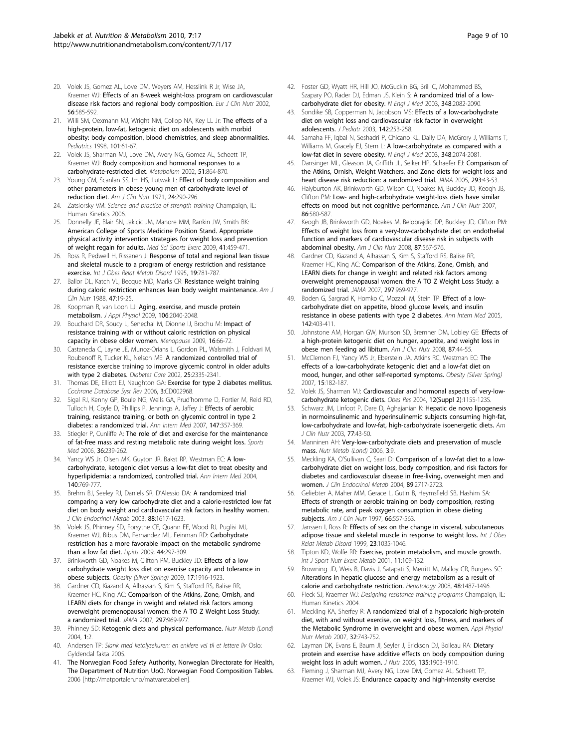20. Volek JS, Gomez AL, Love DM, Weyers AM, Hesslink R Jr, Wise JA, Kraemer WJ: **Effects of an 8-week weight-loss program on cardiovascular disease risk factors and regional body composition.** *Eur J Clin Nutr* 2002, **56**:585-592.
21. Willi SM, Oexmann MJ, Wright NM, Collop NA, Key LL Jr: **The effects of a high-protein, low-fat, ketogenic diet on adolescents with morbid obesity: body composition, blood chemistries, and sleep abnormalities.** *Pediatrics* 1998, **101**:61-67.
22. Volek JS, Sharman MJ, Love DM, Avery NG, Gomez AL, Scheett TP, Kraemer WJ: **Body composition and hormonal responses to a carbohydrate-restricted diet.** *Metabolism* 2002, **51**:864-870.
23. Young CM, Scanlan SS, Im HS, Lutwak L: **Effect of body composition and other parameters in obese young men of carbohydrate level of reduction diet.** *Am J Clin Nutr* 1971, **24**:290-296.
24. Zatsiorsky VM: *Science and practice of strength training* Champaign, IL: Human Kinetics 2006.
25. Donnelly JE, Blair SN, Jakicic JM, Manore MM, Rankin JW, Smith BK: **American College of Sports Medicine Position Stand. Appropriate physical activity intervention strategies for weight loss and prevention of weight regain for adults.** *Med Sci Sports Exerc* 2009, **41**:459-471.
26. Ross R, Pedwell H, Rissanen J: **Response of total and regional lean tissue and skeletal muscle to a program of energy restriction and resistance exercise.** *Int J Obes Relat Metab Disord* 1995, **19**:781-787.
27. Ballor DL, Katch VL, Becque MD, Marks CR: **Resistance weight training during caloric restriction enhances lean body weight maintenance.** *Am J Clin Nutr* 1988, **47**:19-25.
28. Koopman R, van Loon LJ: **Aging, exercise, and muscle protein metabolism.** *J Appl Physiol* 2009, **106**:2040-2048.
29. Bouchard DR, Soucy L, Senechal M, Dionne IJ, Brochu M: **Impact of resistance training with or without caloric restriction on physical capacity in obese older women.** *Menopause* 2009, **16**:66-72.
30. Castaneda C, Layne JE, Munoz-Orians L, Gordon PL, Walsmith J, Foldvari M, Roubenoff R, Tucker KL, Nelson ME: **A randomized controlled trial of resistance exercise training to improve glycemic control in older adults with type 2 diabetes.** *Diabetes Care* 2002, **25**:2335-2341.
31. Thomas DE, Elliott EJ, Naughton GA: **Exercise for type 2 diabetes mellitus.** *Cochrane Database Syst Rev* 2006, **3**:CD002968.
32. Sigal RJ, Kenny GP, Boule NG, Wells GA, Prud'homme D, Fortier M, Reid RD, Tulloch H, Coyle D, Phillips P, Jennings A, Jaffey J: **Effects of aerobic training, resistance training, or both on glycemic control in type 2 diabetes: a randomized trial.** *Ann Intern Med* 2007, **147**:357-369.
33. Stiegler P, Cunliffe A: **The role of diet and exercise for the maintenance of fat-free mass and resting metabolic rate during weight loss.** *Sports Med* 2006, **36**:239-262.
34. Yancy WS Jr, Olsen MK, Guyton JR, Bakst RP, Westman EC: **A low-carbohydrate, ketogenic diet versus a low-fat diet to treat obesity and hyperlipidemia: a randomized, controlled trial.** *Ann Intern Med* 2004, **140**:769-777.
35. Brehm BJ, Seeley RJ, Daniels SR, D'Alessio DA: **A randomized trial comparing a very low carbohydrate diet and a calorie-restricted low fat diet on body weight and cardiovascular risk factors in healthy women.** *J Clin Endocrinol Metab* 2003, **88**:1617-1623.
36. Volek JS, Phinney SD, Forsythe CE, Quann EE, Wood RJ, Puglisi MJ, Kraemer WJ, Bibus DM, Fernandez ML, Feinman RD: **Carbohydrate restriction has a more favorable impact on the metabolic syndrome than a low fat diet.** *Lipids* 2009, **44**:297-309.
37. Brinkworth GD, Noakes M, Clifton PM, Buckley JD: **Effects of a low carbohydrate weight loss diet on exercise capacity and tolerance in obese subjects.** *Obesity (Silver Spring)* 2009, **17**:1916-1923.
38. Gardner CD, Kiazand A, Alhassan S, Kim S, Stafford RS, Balise RR, Kraemer HC, King AC: **Comparison of the Atkins, Zone, Ornish, and LEARN diets for change in weight and related risk factors among overweight premenopausal women: the A TO Z Weight Loss Study: a randomized trial.** *JAMA* 2007, **297**:969-977.
39. Phinney SD: **Ketogenic diets and physical performance.** *Nutr Metab (Lond)* 2004, **1**:2.
40. Andersen TP: *Slank med ketolysekuren: en enklere vei til et lettere liv* Oslo: Gyldendal fakta 2005.
41. The Norwegian Food Safety Authority, Norwegian Directorate for Health, The Department of Nutrition UoO. **Norwegian Food Composition Tables.** 2006 [http://matportalen.no/matvaretabellen].
42. Foster GD, Wyatt HR, Hill JO, McGuckin BG, Brill C, Mohammed BS, Szapary PO, Rader DJ, Edman JS, Klein S: **A randomized trial of a low-carbohydrate diet for obesity.** *N Engl J Med* 2003, **348**:2082-2090.
43. Sondike SB, Copperman N, Jacobson MS: **Effects of a low-carbohydrate diet on weight loss and cardiovascular risk factor in overweight adolescents.** *J Pediatr* 2003, **142**:253-258.
44. Samaha FF, Iqbal N, Seshadri P, Chicano KL, Daily DA, McGrory J, Williams T, Williams M, Gracely EJ, Stern L: **A low-carbohydrate as compared with a low-fat diet in severe obesity.** *N Engl J Med* 2003, **348**:2074-2081.
45. Dansinger ML, Gleason JA, Griffith JL, Selker HP, Schaefer EJ: **Comparison of the Atkins, Ornish, Weight Watchers, and Zone diets for weight loss and heart disease risk reduction: a randomized trial.** *JAMA* 2005, **293**:43-53.
46. Halyburton AK, Brinkworth GD, Wilson CJ, Noakes M, Buckley JD, Keogh JB, Clifton PM: **Low- and high-carbohydrate weight-loss diets have similar effects on mood but not cognitive performance.** *Am J Clin Nutr* 2007, **86**:580-587.
47. Keogh JB, Brinkworth GD, Noakes M, Belobrajdic DP, Buckley JD, Clifton PM: **Effects of weight loss from a very-low-carbohydrate diet on endothelial function and markers of cardiovascular disease risk in subjects with abdominal obesity.** *Am J Clin Nutr* 2008, **87**:567-576.
48. Gardner CD, Kiazand A, Alhassan S, Kim S, Stafford RS, Balise RR, Kraemer HC, King AC: **Comparison of the Atkins, Zone, Ornish, and LEARN diets for change in weight and related risk factors among overweight premenopausal women: the A TO Z Weight Loss Study: a randomized trial.** *JAMA* 2007, **297**:969-977.
49. Boden G, Sargrad K, Homko C, Mozzoli M, Stein TP: **Effect of a low-carbohydrate diet on appetite, blood glucose levels, and insulin resistance in obese patients with type 2 diabetes.** *Ann Intern Med* 2005, **142**:403-411.
50. Johnstone AM, Horgan GW, Murison SD, Bremner DM, Lobley GE: **Effects of a high-protein ketogenic diet on hunger, appetite, and weight loss in obese men feeding ad libitum.** *Am J Clin Nutr* 2008, **87**:44-55.
51. McClernon FJ, Yancy WS Jr, Eberstein JA, Atkins RC, Westman EC: **The effects of a low-carbohydrate ketogenic diet and a low-fat diet on mood, hunger, and other self-reported symptoms.** *Obesity (Silver Spring)* 2007, **15**:182-187.
52. Volek JS, Sharman MJ: **Cardiovascular and hormonal aspects of very-low-carbohydrate ketogenic diets.** *Obes Res* 2004, **12(Suppl 2)**:115S-123S.
53. Schwarz JM, Linfoot P, Dare D, Aghajanian K: **Hepatic de novo lipogenesis in normoinsulinemic and hyperinsulinemic subjects consuming high-fat, low-carbohydrate and low-fat, high-carbohydrate isoenergetic diets.** *Am J Clin Nutr* 2003, **77**:43-50.
54. Manninen AH: **Very-low-carbohydrate diets and preservation of muscle mass.** *Nutr Metab (Lond)* 2006, **3**:9.
55. Meckling KA, O'Sullivan C, Saari D: **Comparison of a low-fat diet to a low-carbohydrate diet on weight loss, body composition, and risk factors for diabetes and cardiovascular disease in free-living, overweight men and women.** *J Clin Endocrinol Metab* 2004, **89**:2717-2723.
56. Geliebter A, Maher MM, Gerace L, Gutin B, Heymsfield SB, Hashim SA: **Effects of strength or aerobic training on body composition, resting metabolic rate, and peak oxygen consumption in obese dieting subjects.** *Am J Clin Nutr* 1997, **66**:557-563.
57. Janssen I, Ross R: **Effects of sex on the change in visceral, subcutaneous adipose tissue and skeletal muscle in response to weight loss.** *Int J Obes Relat Metab Disord* 1999, **23**:1035-1046.
58. Tipton KD, Wolfe RR: **Exercise, protein metabolism, and muscle growth.** *Int J Sport Nutr Exerc Metab* 2001, **11**:109-132.
59. Browning JD, Weis B, Davis J, Satapati S, Merritt M, Malloy CR, Burgess SC: **Alterations in hepatic glucose and energy metabolism as a result of calorie and carbohydrate restriction.** *Hepatology* 2008, **48**:1487-1496.
60. Fleck SJ, Kraemer WJ: *Designing resistance training programs* Champaign, IL: Human Kinetics 2004.
61. Meckling KA, Sherfey R: **A randomized trial of a hypocaloric high-protein diet, with and without exercise, on weight loss, fitness, and markers of the Metabolic Syndrome in overweight and obese women.** *Appl Physiol Nutr Metab* 2007, **32**:743-752.
62. Layman DK, Evans E, Baum JI, Seyler J, Erickson DJ, Boileau RA: **Dietary protein and exercise have additive effects on body composition during weight loss in adult women.** *J Nutr* 2005, **135**:1903-1910.
63. Fleming J, Sharman MJ, Avery NG, Love DM, Gomez AL, Scheett TP, Kraemer WJ, Volek JS: **Endurance capacity and high-intensity exercise**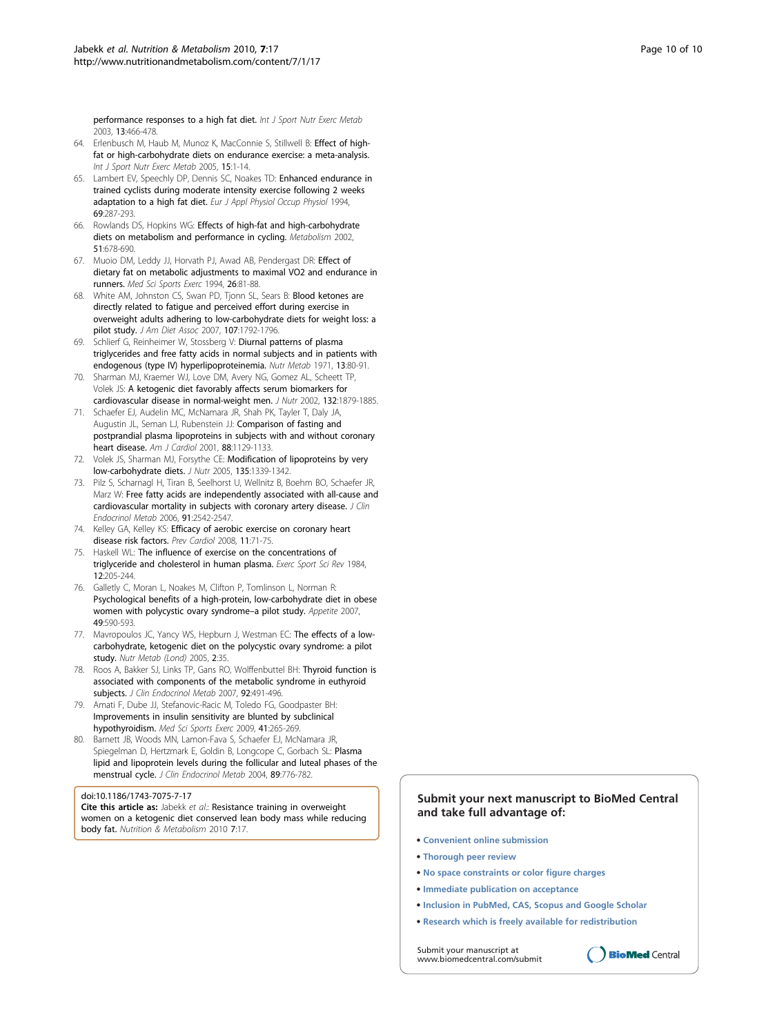performance responses to a high fat diet. *Int J Sport Nutr Exerc Metab* 2003, **13**:466-478.

64. Erlenbusch M, Haub M, Munoz K, MacConnie S, Stillwell B: **Effect of high-fat or high-carbohydrate diets on endurance exercise: a meta-analysis.** *Int J Sport Nutr Exerc Metab* 2005, **15**:1-14.
65. Lambert EV, Speechly DP, Dennis SC, Noakes TD: **Enhanced endurance in trained cyclists during moderate intensity exercise following 2 weeks adaptation to a high fat diet.** *Eur J Appl Physiol Occup Physiol* 1994, **69**:287-293.
66. Rowlands DS, Hopkins WG: **Effects of high-fat and high-carbohydrate diets on metabolism and performance in cycling.** *Metabolism* 2002, **51**:678-690.
67. Muoio DM, Leddy JJ, Horvath PJ, Awad AB, Pendergast DR: **Effect of dietary fat on metabolic adjustments to maximal VO2 and endurance in runners.** *Med Sci Sports Exerc* 1994, **26**:81-88.
68. White AM, Johnston CS, Swan PD, Tjonn SL, Sears B: **Blood ketones are directly related to fatigue and perceived effort during exercise in overweight adults adhering to low-carbohydrate diets for weight loss: a pilot study.** *J Am Diet Assoc* 2007, **107**:1792-1796.
69. Schlierf G, Reinheimer W, Stossberg V: **Diurnal patterns of plasma triglycerides and free fatty acids in normal subjects and in patients with endogenous (type IV) hyperlipoproteinemia.** *Nutr Metab* 1971, **13**:80-91.
70. Sharman MJ, Kraemer WJ, Love DM, Avery NG, Gomez AL, Scheett TP, Volek JS: **A ketogenic diet favorably affects serum biomarkers for cardiovascular disease in normal-weight men.** *J Nutr* 2002, **132**:1879-1885.
71. Schaefer EJ, Audelin MC, McNamara JR, Shah PK, Tayler T, Daly JA, Augustin JL, Seman LJ, Rubenstein JJ: **Comparison of fasting and postprandial plasma lipoproteins in subjects with and without coronary heart disease.** *Am J Cardiol* 2001, **88**:1129-1133.
72. Volek JS, Sharman MJ, Forsythe CE: **Modification of lipoproteins by very low-carbohydrate diets.** *J Nutr* 2005, **135**:1339-1342.
73. Pilz S, Scharnagl H, Tiran B, Seelhorst U, Wellnitz B, Boehm BO, Schaefer JR, Marz W: **Free fatty acids are independently associated with all-cause and cardiovascular mortality in subjects with coronary artery disease.** *J Clin Endocrinol Metab* 2006, **91**:2542-2547.
74. Kelley GA, Kelley KS: **Efficacy of aerobic exercise on coronary heart disease risk factors.** *Prev Cardiol* 2008, **11**:71-75.
75. Haskell WL: **The influence of exercise on the concentrations of triglyceride and cholesterol in human plasma.** *Exerc Sport Sci Rev* 1984, **12**:205-244.
76. Galletly C, Moran L, Noakes M, Clifton P, Tomlinson L, Norman R: **Psychological benefits of a high-protein, low-carbohydrate diet in obese women with polycystic ovary syndrome–a pilot study.** *Appetite* 2007, **49**:590-593.
77. Mavropoulos JC, Yancy WS, Hepburn J, Westman EC: **The effects of a low-carbohydrate, ketogenic diet on the polycystic ovary syndrome: a pilot study.** *Nutr Metab (Lond)* 2005, **2**:35.
78. Roos A, Bakker SJ, Links TP, Gans RO, Wolffenbuttel BH: **Thyroid function is associated with components of the metabolic syndrome in euthyroid subjects.** *J Clin Endocrinol Metab* 2007, **92**:491-496.
79. Amati F, Dube JJ, Stefanovic-Racic M, Toledo FG, Goodpaster BH: **Improvements in insulin sensitivity are blunted by subclinical hypothyroidism.** *Med Sci Sports Exerc* 2009, **41**:265-269.
80. Barnett JB, Woods MN, Lamon-Fava S, Schaefer EJ, McNamara JR, Spiegelman D, Hertzmark E, Goldin B, Longcope C, Gorbach SL: **Plasma lipid and lipoprotein levels during the follicular and luteal phases of the menstrual cycle.** *J Clin Endocrinol Metab* 2004, **89**:776-782.

doi:10.1186/1743-7075-7-17

**Cite this article as:** Jabekk *et al.*: Resistance training in overweight women on a ketogenic diet conserved lean body mass while reducing body fat. *Nutrition & Metabolism* 2010 **7**:17.

**Submit your next manuscript to BioMed Central and take full advantage of:**

- Convenient online submission
- Thorough peer review
- No space constraints or color figure charges
- Immediate publication on acceptance
- Inclusion in PubMed, CAS, Scopus and Google Scholar
- Research which is freely available for redistribution

Submit your manuscript at
www.biomedcentral.com/submit

BioMed Central